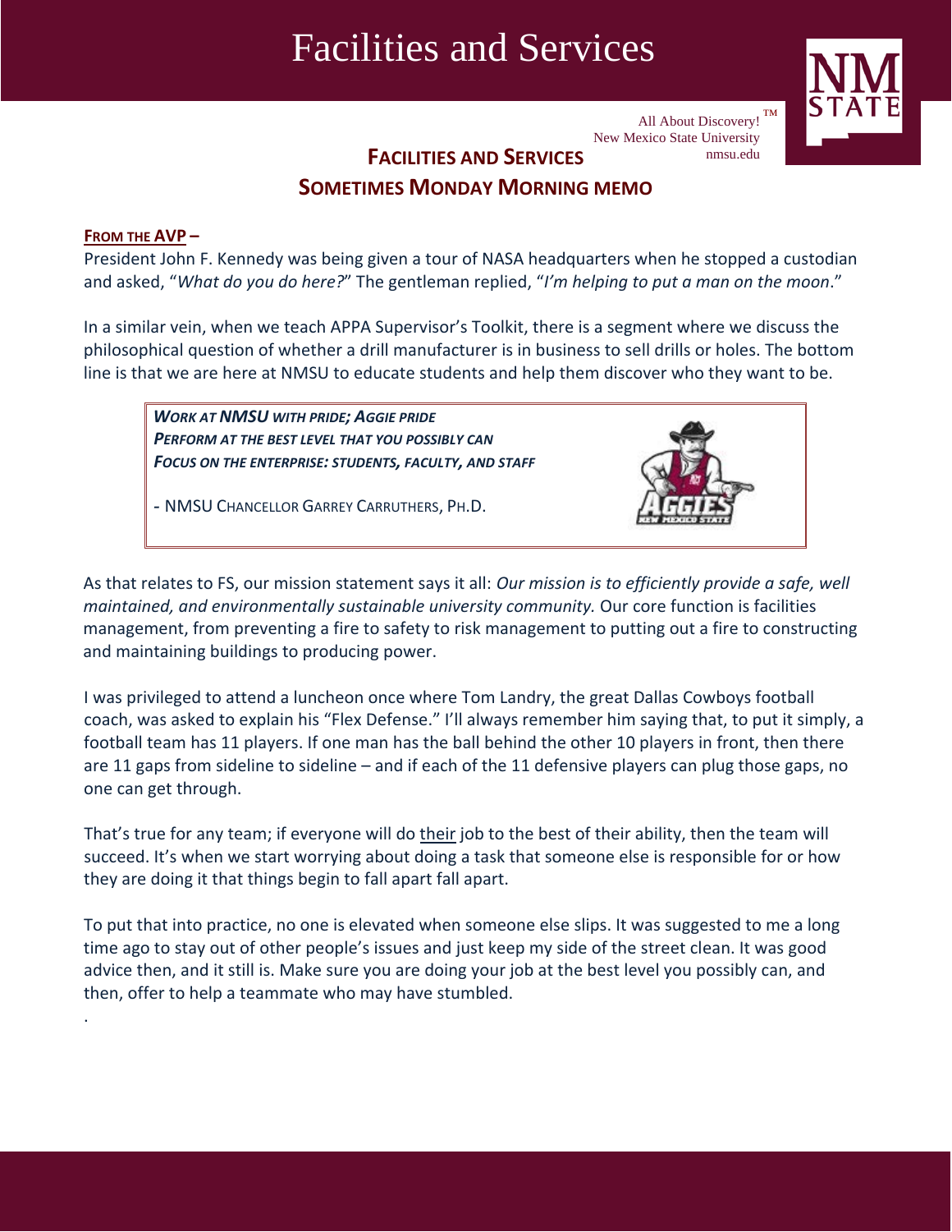# Facilities and Services

All About Discovery!™
New Mexico State University
nmsu.edu

## FACILITIES AND SERVICES
## SOMETIMES MONDAY MORNING MEMO

**FROM THE AVP –**

President John F. Kennedy was being given a tour of NASA headquarters when he stopped a custodian and asked, "*What do you do here?*" The gentleman replied, "*I'm helping to put a man on the moon*."

In a similar vein, when we teach APPA Supervisor's Toolkit, there is a segment where we discuss the philosophical question of whether a drill manufacturer is in business to sell drills or holes. The bottom line is that we are here at NMSU to educate students and help them discover who they want to be.

> ***WORK AT NMSU WITH PRIDE; AGGIE PRIDE***
> ***PERFORM AT THE BEST LEVEL THAT YOU POSSIBLY CAN***
> ***FOCUS ON THE ENTERPRISE: STUDENTS, FACULTY, AND STAFF***
>
> - NMSU CHANCELLOR GARREY CARRUTHERS, PH.D.

As that relates to FS, our mission statement says it all: *Our mission is to efficiently provide a safe, well maintained, and environmentally sustainable university community.* Our core function is facilities management, from preventing a fire to safety to risk management to putting out a fire to constructing and maintaining buildings to producing power.

I was privileged to attend a luncheon once where Tom Landry, the great Dallas Cowboys football coach, was asked to explain his "Flex Defense." I'll always remember him saying that, to put it simply, a football team has 11 players. If one man has the ball behind the other 10 players in front, then there are 11 gaps from sideline to sideline – and if each of the 11 defensive players can plug those gaps, no one can get through.

That's true for any team; if everyone will do their job to the best of their ability, then the team will succeed. It's when we start worrying about doing a task that someone else is responsible for or how they are doing it that things begin to fall apart fall apart.

To put that into practice, no one is elevated when someone else slips. It was suggested to me a long time ago to stay out of other people's issues and just keep my side of the street clean. It was good advice then, and it still is. Make sure you are doing your job at the best level you possibly can, and then, offer to help a teammate who may have stumbled.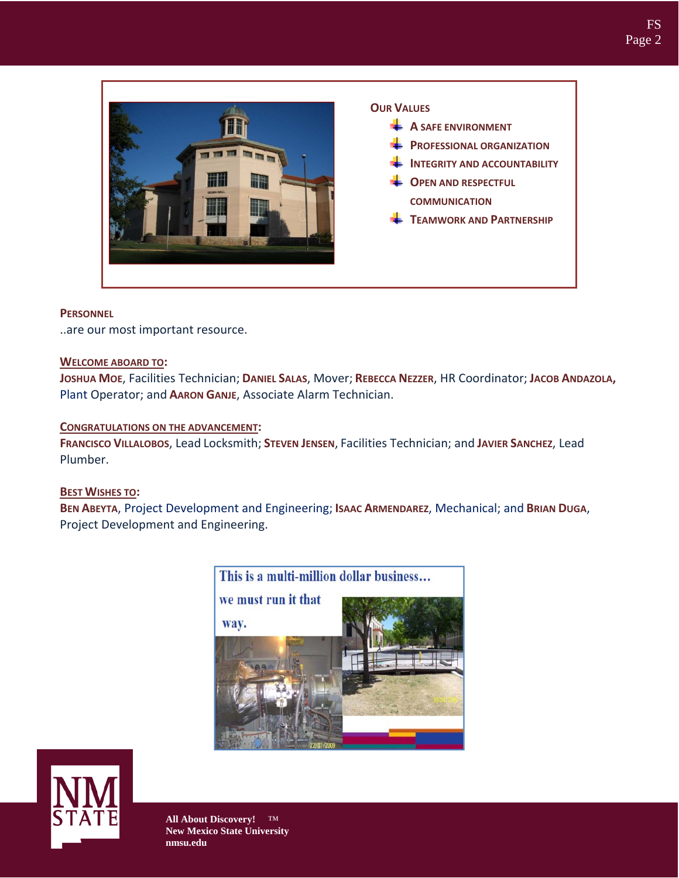## Our Values

- A safe environment
- Professional organization
- Integrity and accountability
- Open and respectful communication
- Teamwork and Partnership

## Personnel

..are our most important resource.

### Welcome aboard to:

**Joshua Moe**, Facilities Technician; **Daniel Salas**, Mover; **Rebecca Nezzer**, HR Coordinator; **Jacob Andazola,** Plant Operator; and **Aaron Ganje**, Associate Alarm Technician.

### Congratulations on the advancement:

**Francisco Villalobos**, Lead Locksmith; **Steven Jensen**, Facilities Technician; and **Javier Sanchez**, Lead Plumber.

### Best Wishes to:

**Ben Abeyta**, Project Development and Engineering; **Isaac Armendarez**, Mechanical; and **Brian Duga**, Project Development and Engineering.

This is a multi-million dollar business… we must run it that way.

All About Discovery! ™
New Mexico State University
nmsu.edu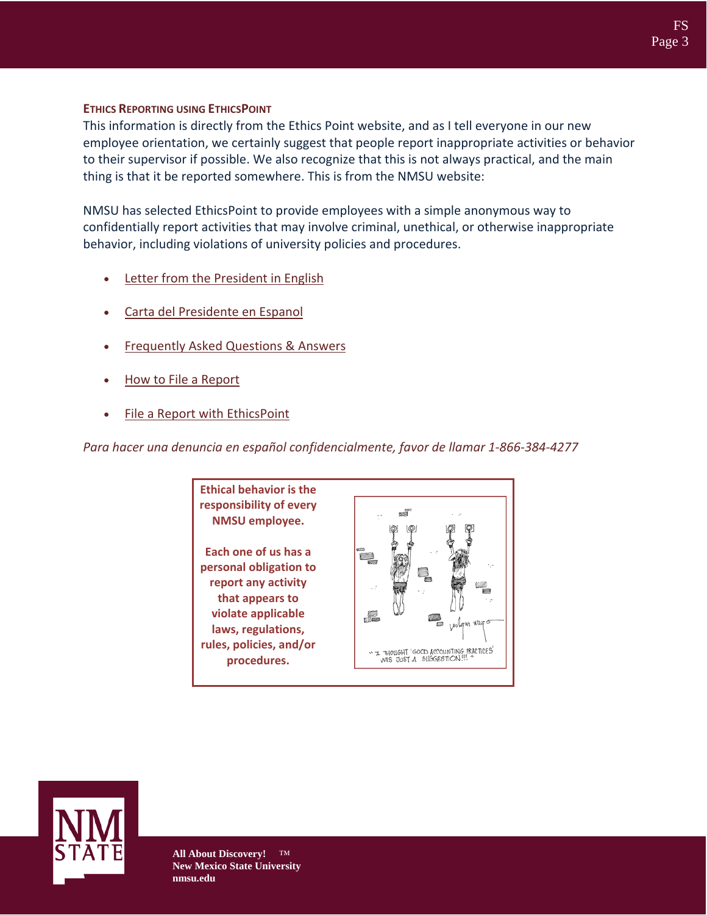### ETHICS REPORTING USING ETHICSPOINT

This information is directly from the Ethics Point website, and as I tell everyone in our new employee orientation, we certainly suggest that people report inappropriate activities or behavior to their supervisor if possible. We also recognize that this is not always practical, and the main thing is that it be reported somewhere. This is from the NMSU website:

NMSU has selected EthicsPoint to provide employees with a simple anonymous way to confidentially report activities that may involve criminal, unethical, or otherwise inappropriate behavior, including violations of university policies and procedures.

- Letter from the President in English
- Carta del Presidente en Espanol
- Frequently Asked Questions & Answers
- How to File a Report
- File a Report with EthicsPoint

*Para hacer una denuncia en español confidencialmente, favor de llamar 1-866-384-4277*

**Ethical behavior is the responsibility of every NMSU employee.**

**Each one of us has a personal obligation to report any activity that appears to violate applicable laws, regulations, rules, policies, and/or procedures.**

"I THOUGHT 'GOOD ACCOUNTING PRACTICES' WAS JUST A SUGGESTION!!!"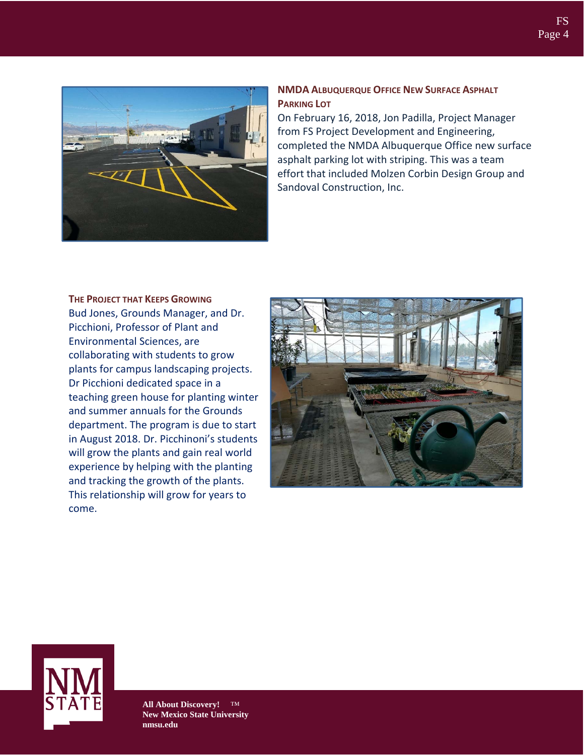### NMDA Albuquerque Office New Surface Asphalt Parking Lot

On February 16, 2018, Jon Padilla, Project Manager from FS Project Development and Engineering, completed the NMDA Albuquerque Office new surface asphalt parking lot with striping. This was a team effort that included Molzen Corbin Design Group and Sandoval Construction, Inc.

### The Project that Keeps Growing

Bud Jones, Grounds Manager, and Dr. Picchioni, Professor of Plant and Environmental Sciences, are collaborating with students to grow plants for campus landscaping projects. Dr Picchioni dedicated space in a teaching green house for planting winter and summer annuals for the Grounds department. The program is due to start in August 2018. Dr. Picchinoni's students will grow the plants and gain real world experience by helping with the planting and tracking the growth of the plants. This relationship will grow for years to come.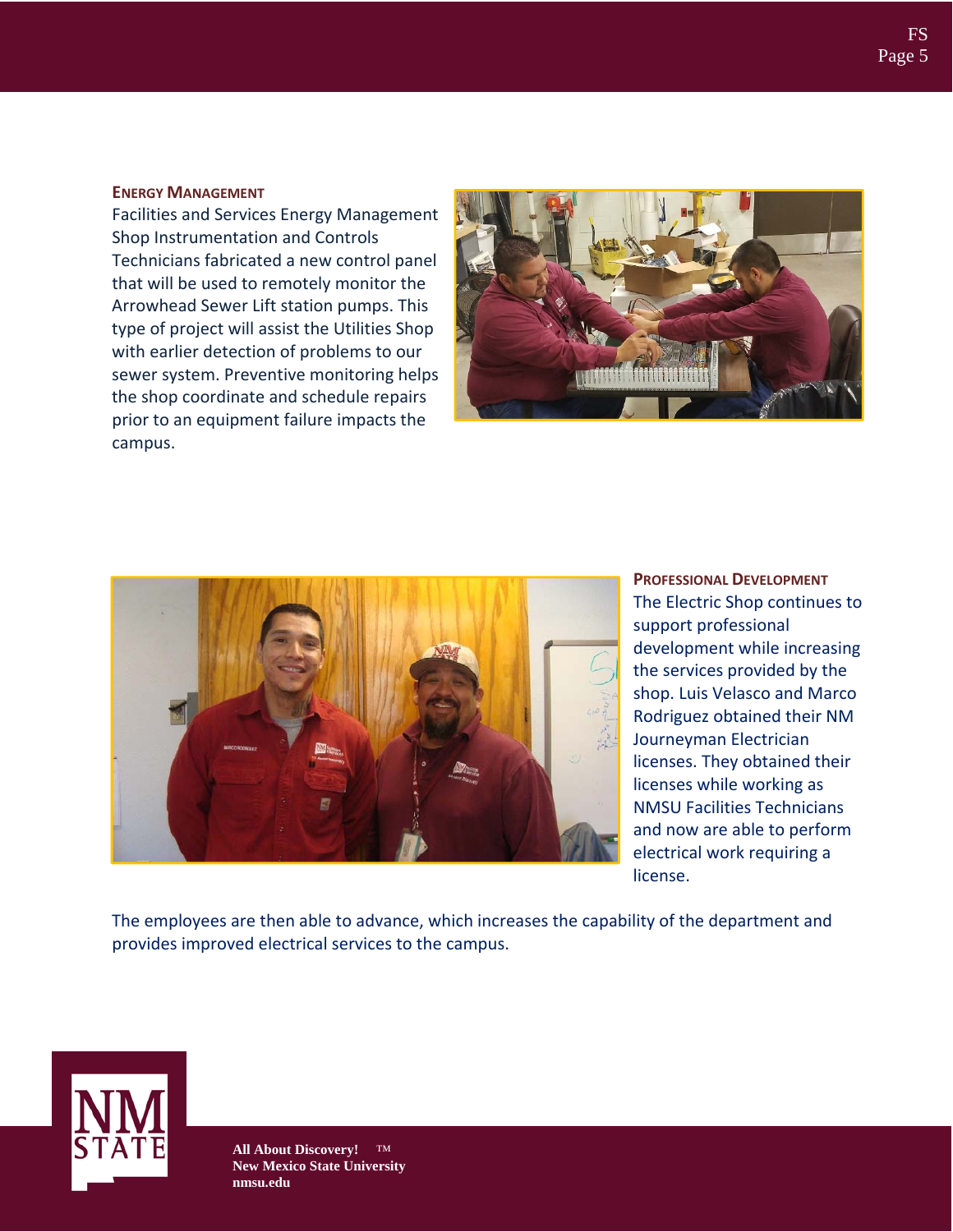## Energy Management

Facilities and Services Energy Management Shop Instrumentation and Controls Technicians fabricated a new control panel that will be used to remotely monitor the Arrowhead Sewer Lift station pumps. This type of project will assist the Utilities Shop with earlier detection of problems to our sewer system. Preventive monitoring helps the shop coordinate and schedule repairs prior to an equipment failure impacts the campus.

## Professional Development

The Electric Shop continues to support professional development while increasing the services provided by the shop. Luis Velasco and Marco Rodriguez obtained their NM Journeyman Electrician licenses. They obtained their licenses while working as NMSU Facilities Technicians and now are able to perform electrical work requiring a license.

The employees are then able to advance, which increases the capability of the department and provides improved electrical services to the campus.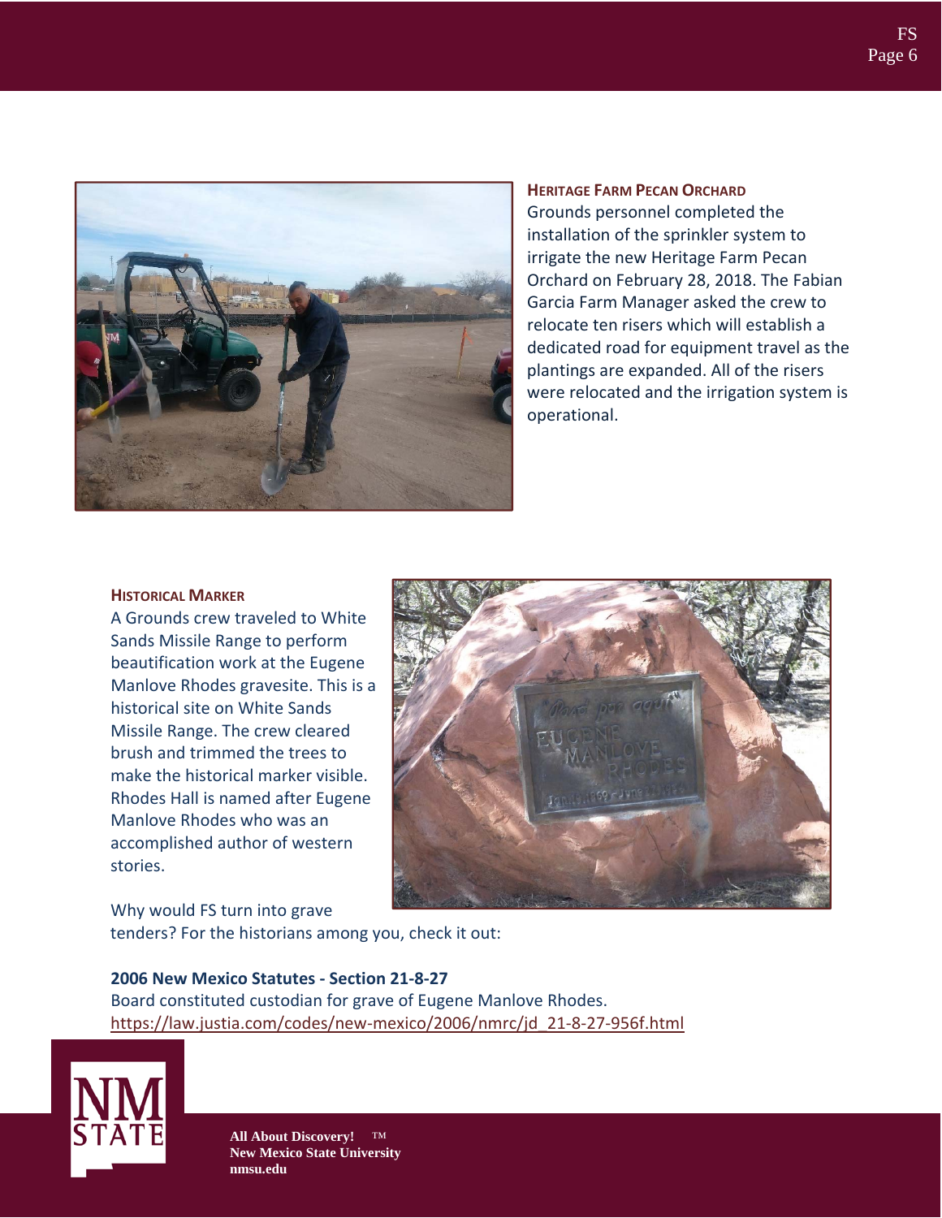### Heritage Farm Pecan Orchard

Grounds personnel completed the installation of the sprinkler system to irrigate the new Heritage Farm Pecan Orchard on February 28, 2018. The Fabian Garcia Farm Manager asked the crew to relocate ten risers which will establish a dedicated road for equipment travel as the plantings are expanded. All of the risers were relocated and the irrigation system is operational.

### Historical Marker

A Grounds crew traveled to White Sands Missile Range to perform beautification work at the Eugene Manlove Rhodes gravesite. This is a historical site on White Sands Missile Range. The crew cleared brush and trimmed the trees to make the historical marker visible. Rhodes Hall is named after Eugene Manlove Rhodes who was an accomplished author of western stories.

Why would FS turn into grave tenders? For the historians among you, check it out:

**2006 New Mexico Statutes - Section 21-8-27**

Board constituted custodian for grave of Eugene Manlove Rhodes.
https://law.justia.com/codes/new-mexico/2006/nmrc/jd_21-8-27-956f.html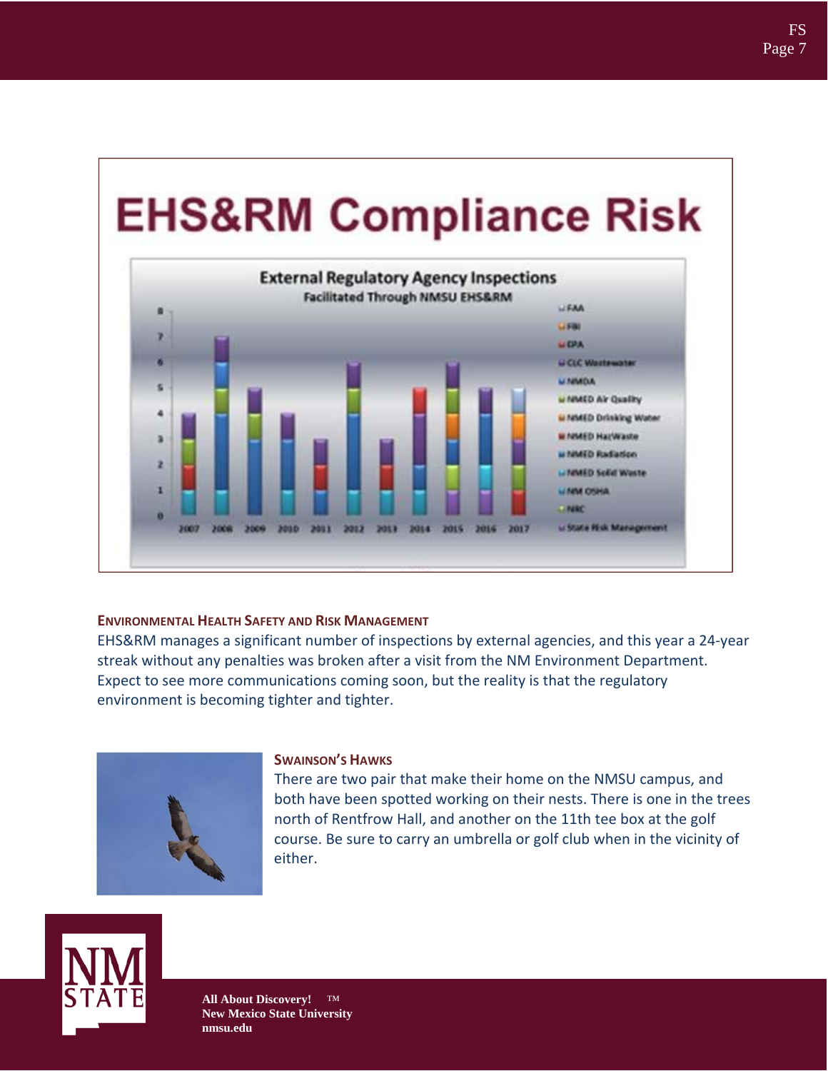# EHS&RM Compliance Risk

**External Regulatory Agency Inspections**
Facilitated Through NMSU EHS&RM

### Environmental Health Safety and Risk Management

EHS&RM manages a significant number of inspections by external agencies, and this year a 24-year streak without any penalties was broken after a visit from the NM Environment Department. Expect to see more communications coming soon, but the reality is that the regulatory environment is becoming tighter and tighter.

### Swainson's Hawks

There are two pair that make their home on the NMSU campus, and both have been spotted working on their nests. There is one in the trees north of Rentfrow Hall, and another on the 11th tee box at the golf course. Be sure to carry an umbrella or golf club when in the vicinity of either.

**All About Discovery!** ™
**New Mexico State University**
**nmsu.edu**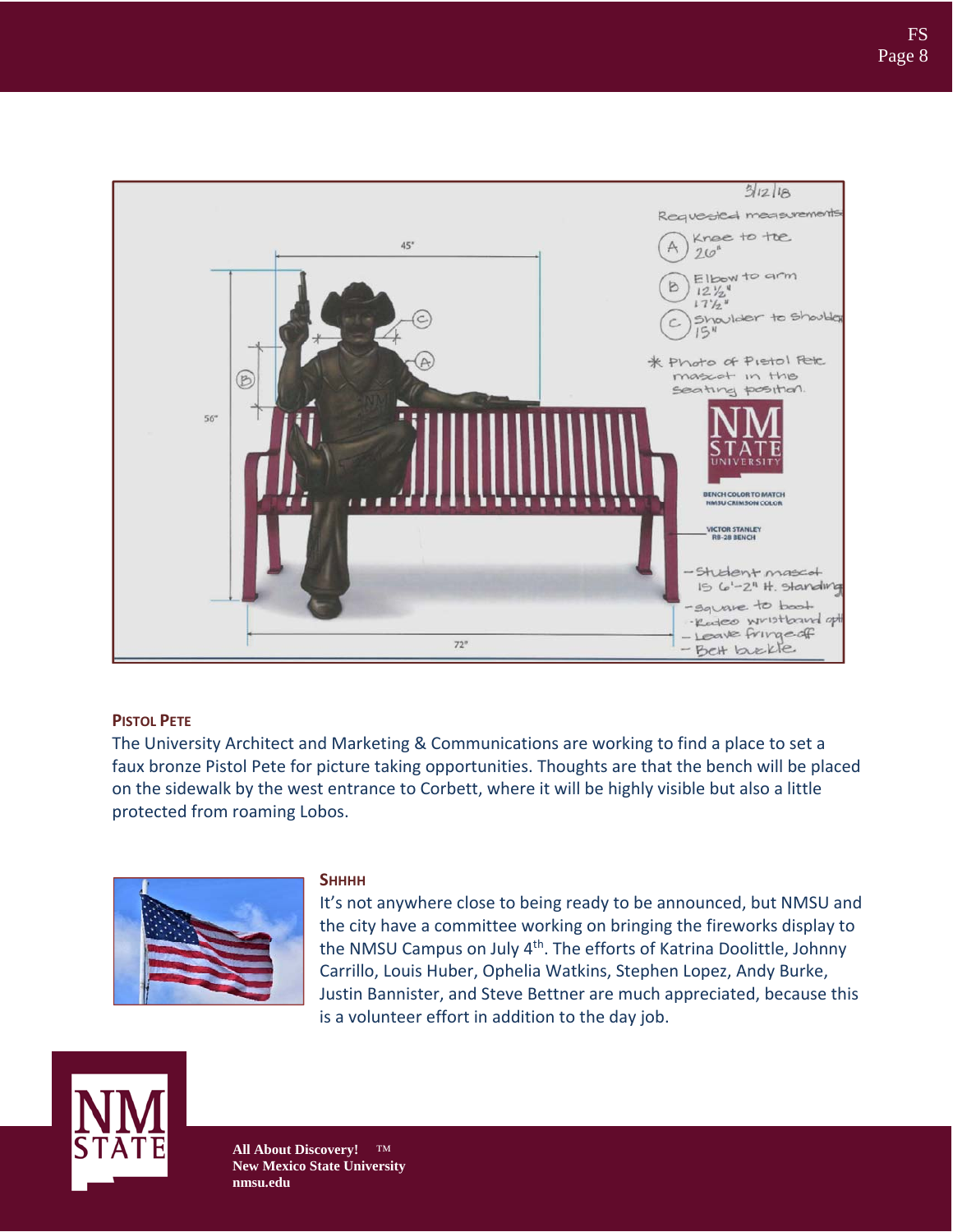#### Pistol Pete

The University Architect and Marketing & Communications are working to find a place to set a faux bronze Pistol Pete for picture taking opportunities. Thoughts are that the bench will be placed on the sidewalk by the west entrance to Corbett, where it will be highly visible but also a little protected from roaming Lobos.

#### Shhhh

It's not anywhere close to being ready to be announced, but NMSU and the city have a committee working on bringing the fireworks display to the NMSU Campus on July 4th. The efforts of Katrina Doolittle, Johnny Carrillo, Louis Huber, Ophelia Watkins, Stephen Lopez, Andy Burke, Justin Bannister, and Steve Bettner are much appreciated, because this is a volunteer effort in addition to the day job.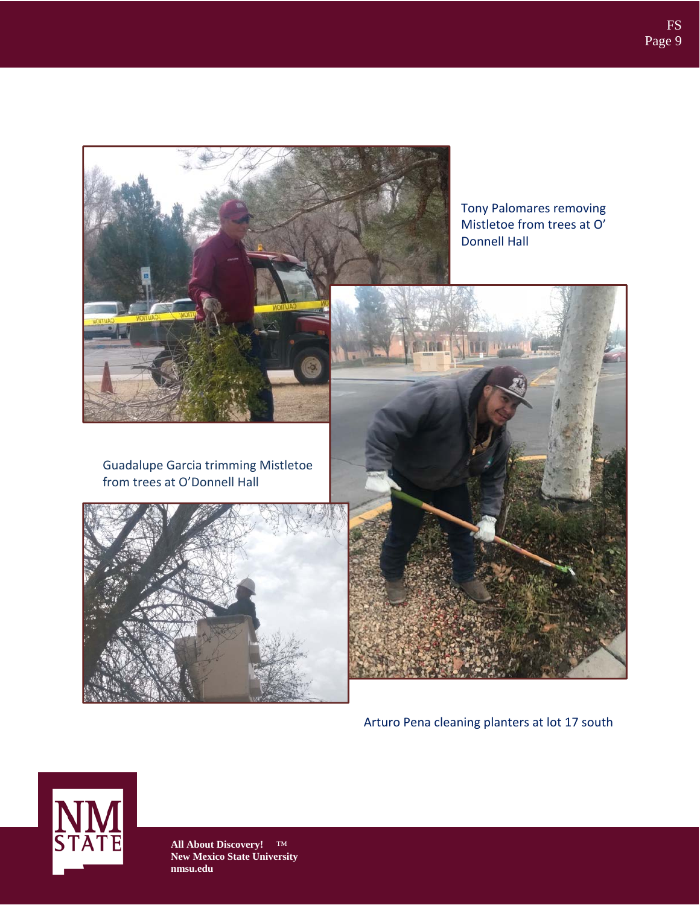Tony Palomares removing Mistletoe from trees at O' Donnell Hall

Guadalupe Garcia trimming Mistletoe from trees at O'Donnell Hall

Arturo Pena cleaning planters at lot 17 south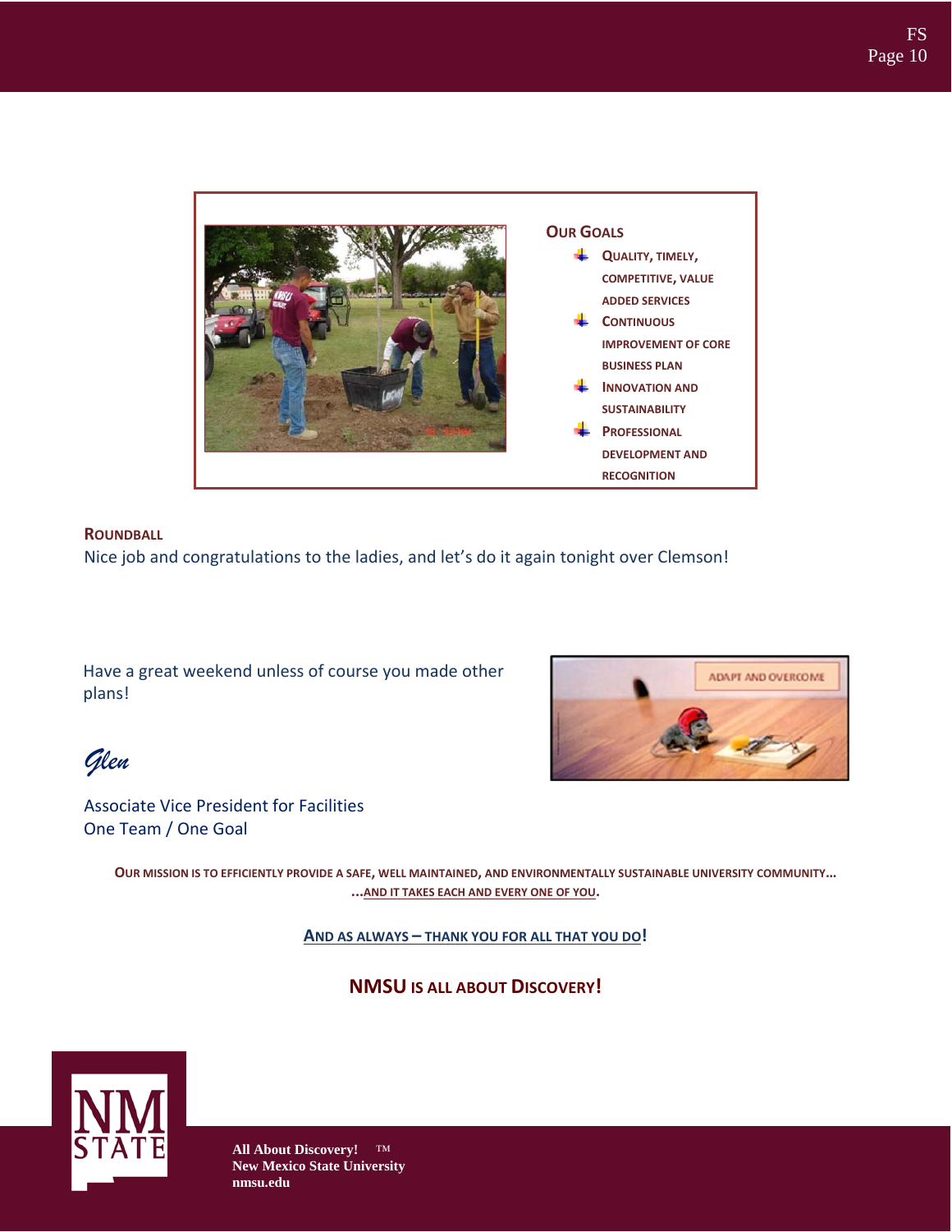### Our Goals

- Quality, timely, competitive, value added services
- Continuous improvement of core business plan
- Innovation and sustainability
- Professional development and recognition

**Roundball**

Nice job and congratulations to the ladies, and let's do it again tonight over Clemson!

Have a great weekend unless of course you made other plans!

*Glen*

Associate Vice President for Facilities
One Team / One Goal

**Our mission is to efficiently provide a safe, well maintained, and environmentally sustainable university community…**
**…and it takes each and every one of you.**

**And as always – thank you for all that you do!**

**NMSU is all about Discovery!**

**All About Discovery!** ™
**New Mexico State University**
**nmsu.edu**